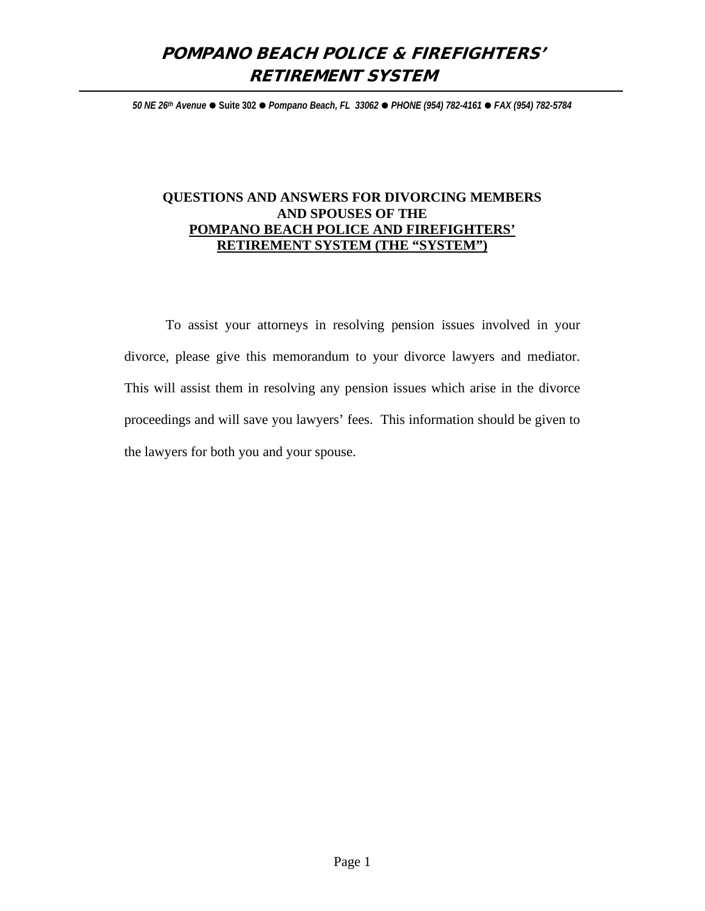# POMPANO BEACH POLICE & FIREFIGHTERS' RETIREMENT SYSTEM

*50 NE 26th Avenue* ● **Suite 302** ● *Pompano Beach, FL 33062* ● *PHONE (954) 782-4161* ● *FAX (954) 782-5784*

## QUESTIONS AND ANSWERS FOR DIVORCING MEMBERS AND SPOUSES OF THE POMPANO BEACH POLICE AND FIREFIGHTERS' RETIREMENT SYSTEM (THE "SYSTEM")

To assist your attorneys in resolving pension issues involved in your divorce, please give this memorandum to your divorce lawyers and mediator. This will assist them in resolving any pension issues which arise in the divorce proceedings and will save you lawyers' fees. This information should be given to the lawyers for both you and your spouse.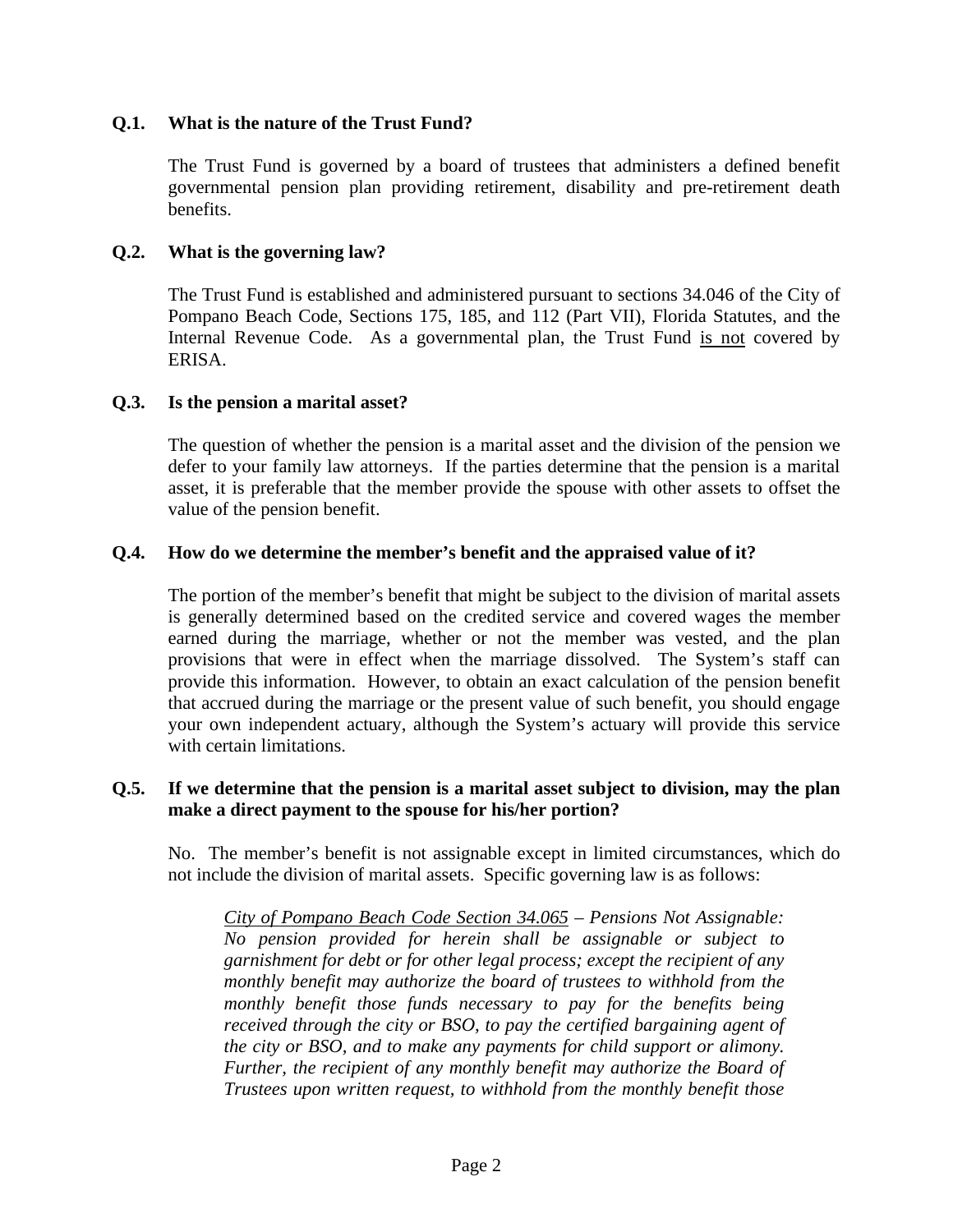**Q.1. What is the nature of the Trust Fund?**

The Trust Fund is governed by a board of trustees that administers a defined benefit governmental pension plan providing retirement, disability and pre-retirement death benefits.

**Q.2. What is the governing law?**

The Trust Fund is established and administered pursuant to sections 34.046 of the City of Pompano Beach Code, Sections 175, 185, and 112 (Part VII), Florida Statutes, and the Internal Revenue Code. As a governmental plan, the Trust Fund <u>is not</u> covered by ERISA.

**Q.3. Is the pension a marital asset?**

The question of whether the pension is a marital asset and the division of the pension we defer to your family law attorneys. If the parties determine that the pension is a marital asset, it is preferable that the member provide the spouse with other assets to offset the value of the pension benefit.

**Q.4. How do we determine the member's benefit and the appraised value of it?**

The portion of the member's benefit that might be subject to the division of marital assets is generally determined based on the credited service and covered wages the member earned during the marriage, whether or not the member was vested, and the plan provisions that were in effect when the marriage dissolved. The System's staff can provide this information. However, to obtain an exact calculation of the pension benefit that accrued during the marriage or the present value of such benefit, you should engage your own independent actuary, although the System's actuary will provide this service with certain limitations.

**Q.5. If we determine that the pension is a marital asset subject to division, may the plan make a direct payment to the spouse for his/her portion?**

No. The member's benefit is not assignable except in limited circumstances, which do not include the division of marital assets. Specific governing law is as follows:

> *<u>City of Pompano Beach Code Section 34.065</u> – Pensions Not Assignable: No pension provided for herein shall be assignable or subject to garnishment for debt or for other legal process; except the recipient of any monthly benefit may authorize the board of trustees to withhold from the monthly benefit those funds necessary to pay for the benefits being received through the city or BSO, to pay the certified bargaining agent of the city or BSO, and to make any payments for child support or alimony. Further, the recipient of any monthly benefit may authorize the Board of Trustees upon written request, to withhold from the monthly benefit those*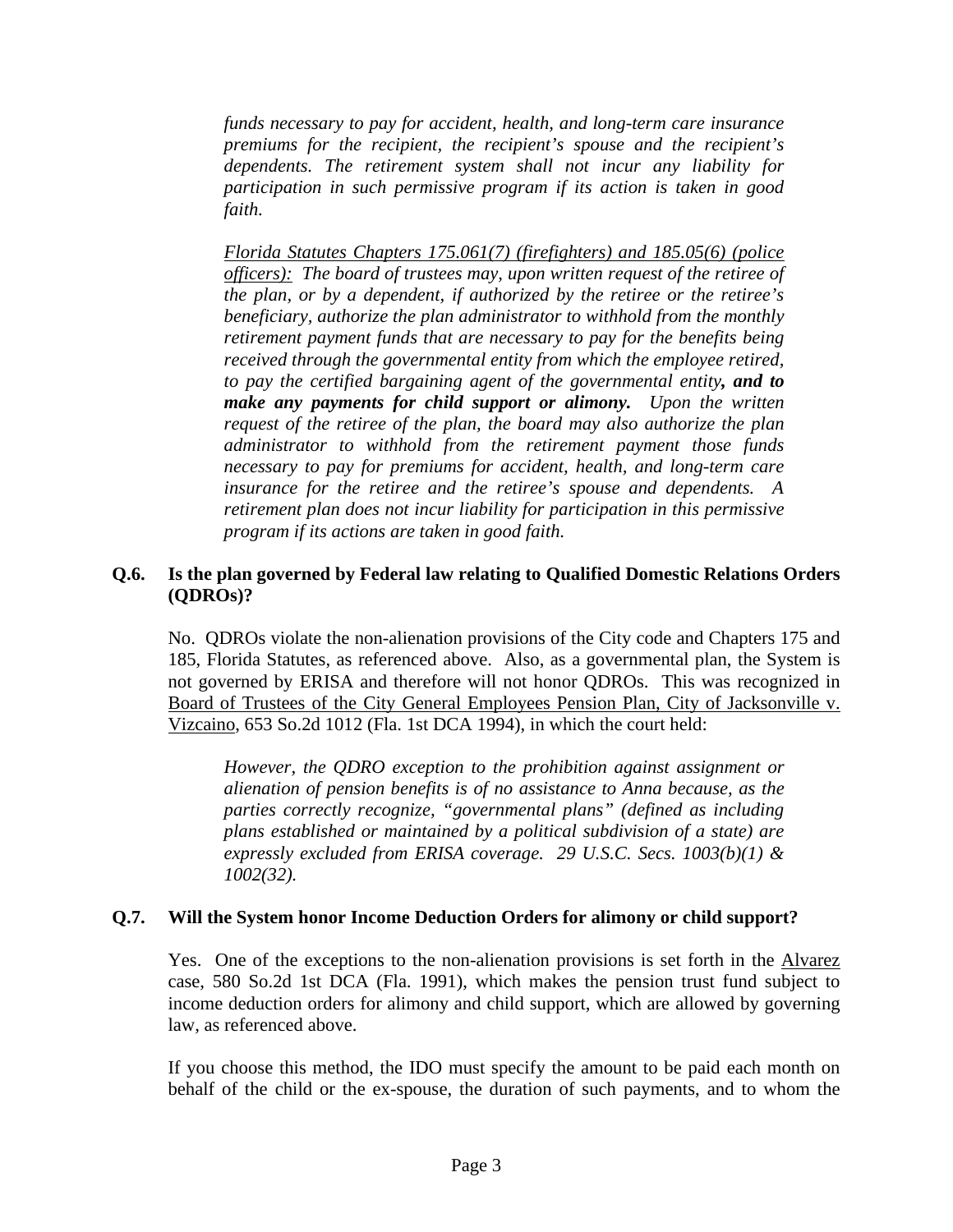> *funds necessary to pay for accident, health, and long-term care insurance premiums for the recipient, the recipient's spouse and the recipient's dependents. The retirement system shall not incur any liability for participation in such permissive program if its action is taken in good faith.*

> *Florida Statutes Chapters 175.061(7) (firefighters) and 185.05(6) (police officers): The board of trustees may, upon written request of the retiree of the plan, or by a dependent, if authorized by the retiree or the retiree's beneficiary, authorize the plan administrator to withhold from the monthly retirement payment funds that are necessary to pay for the benefits being received through the governmental entity from which the employee retired, to pay the certified bargaining agent of the governmental entity, **and to make any payments for child support or alimony.** Upon the written request of the retiree of the plan, the board may also authorize the plan administrator to withhold from the retirement payment those funds necessary to pay for premiums for accident, health, and long-term care insurance for the retiree and the retiree's spouse and dependents. A retirement plan does not incur liability for participation in this permissive program if its actions are taken in good faith.*

**Q.6. Is the plan governed by Federal law relating to Qualified Domestic Relations Orders (QDROs)?**

No. QDROs violate the non-alienation provisions of the City code and Chapters 175 and 185, Florida Statutes, as referenced above. Also, as a governmental plan, the System is not governed by ERISA and therefore will not honor QDROs. This was recognized in Board of Trustees of the City General Employees Pension Plan, City of Jacksonville v. Vizcaino, 653 So.2d 1012 (Fla. 1st DCA 1994), in which the court held:

> *However, the QDRO exception to the prohibition against assignment or alienation of pension benefits is of no assistance to Anna because, as the parties correctly recognize, "governmental plans" (defined as including plans established or maintained by a political subdivision of a state) are expressly excluded from ERISA coverage. 29 U.S.C. Secs. 1003(b)(1) & 1002(32).*

**Q.7. Will the System honor Income Deduction Orders for alimony or child support?**

Yes. One of the exceptions to the non-alienation provisions is set forth in the Alvarez case, 580 So.2d 1st DCA (Fla. 1991), which makes the pension trust fund subject to income deduction orders for alimony and child support, which are allowed by governing law, as referenced above.

If you choose this method, the IDO must specify the amount to be paid each month on behalf of the child or the ex-spouse, the duration of such payments, and to whom the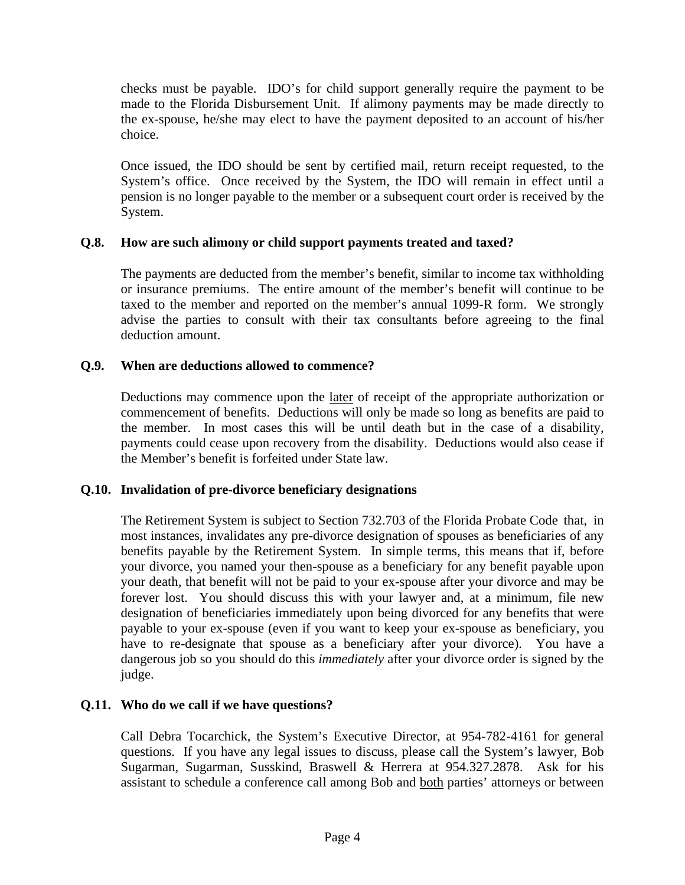checks must be payable. IDO's for child support generally require the payment to be made to the Florida Disbursement Unit. If alimony payments may be made directly to the ex-spouse, he/she may elect to have the payment deposited to an account of his/her choice.

Once issued, the IDO should be sent by certified mail, return receipt requested, to the System's office. Once received by the System, the IDO will remain in effect until a pension is no longer payable to the member or a subsequent court order is received by the System.

**Q.8. How are such alimony or child support payments treated and taxed?**

The payments are deducted from the member's benefit, similar to income tax withholding or insurance premiums. The entire amount of the member's benefit will continue to be taxed to the member and reported on the member's annual 1099-R form. We strongly advise the parties to consult with their tax consultants before agreeing to the final deduction amount.

**Q.9. When are deductions allowed to commence?**

Deductions may commence upon the <u>later</u> of receipt of the appropriate authorization or commencement of benefits. Deductions will only be made so long as benefits are paid to the member. In most cases this will be until death but in the case of a disability, payments could cease upon recovery from the disability. Deductions would also cease if the Member's benefit is forfeited under State law.

**Q.10. Invalidation of pre-divorce beneficiary designations**

The Retirement System is subject to Section 732.703 of the Florida Probate Code that, in most instances, invalidates any pre-divorce designation of spouses as beneficiaries of any benefits payable by the Retirement System. In simple terms, this means that if, before your divorce, you named your then-spouse as a beneficiary for any benefit payable upon your death, that benefit will not be paid to your ex-spouse after your divorce and may be forever lost. You should discuss this with your lawyer and, at a minimum, file new designation of beneficiaries immediately upon being divorced for any benefits that were payable to your ex-spouse (even if you want to keep your ex-spouse as beneficiary, you have to re-designate that spouse as a beneficiary after your divorce). You have a dangerous job so you should do this *immediately* after your divorce order is signed by the judge.

**Q.11. Who do we call if we have questions?**

Call Debra Tocarchick, the System's Executive Director, at 954-782-4161 for general questions. If you have any legal issues to discuss, please call the System's lawyer, Bob Sugarman, Sugarman, Susskind, Braswell & Herrera at 954.327.2878. Ask for his assistant to schedule a conference call among Bob and <u>both</u> parties' attorneys or between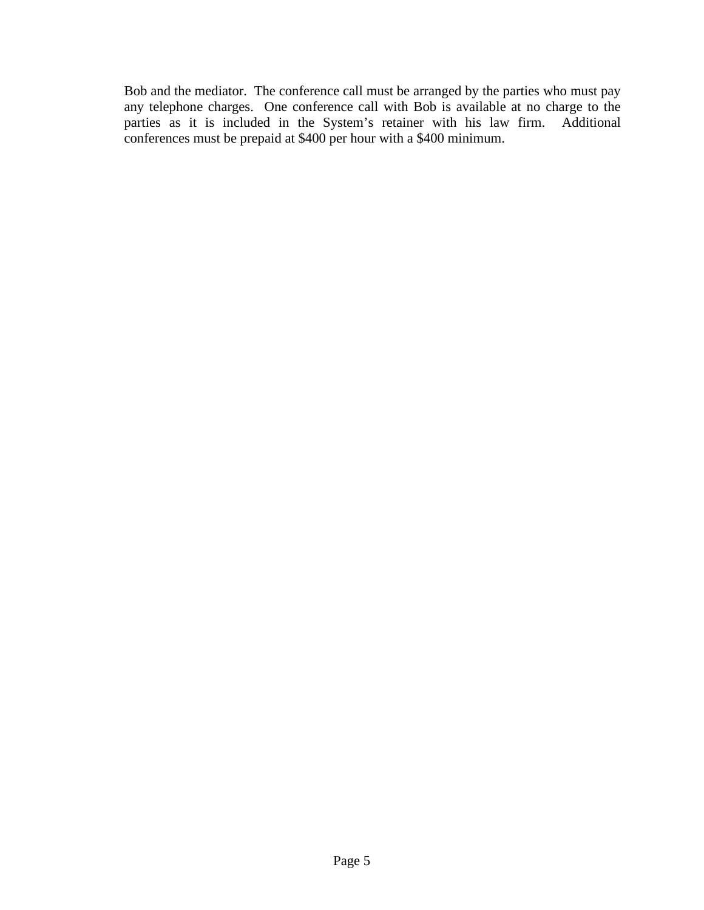Bob and the mediator. The conference call must be arranged by the parties who must pay any telephone charges. One conference call with Bob is available at no charge to the parties as it is included in the System's retainer with his law firm. Additional conferences must be prepaid at $400 per hour with a $400 minimum.